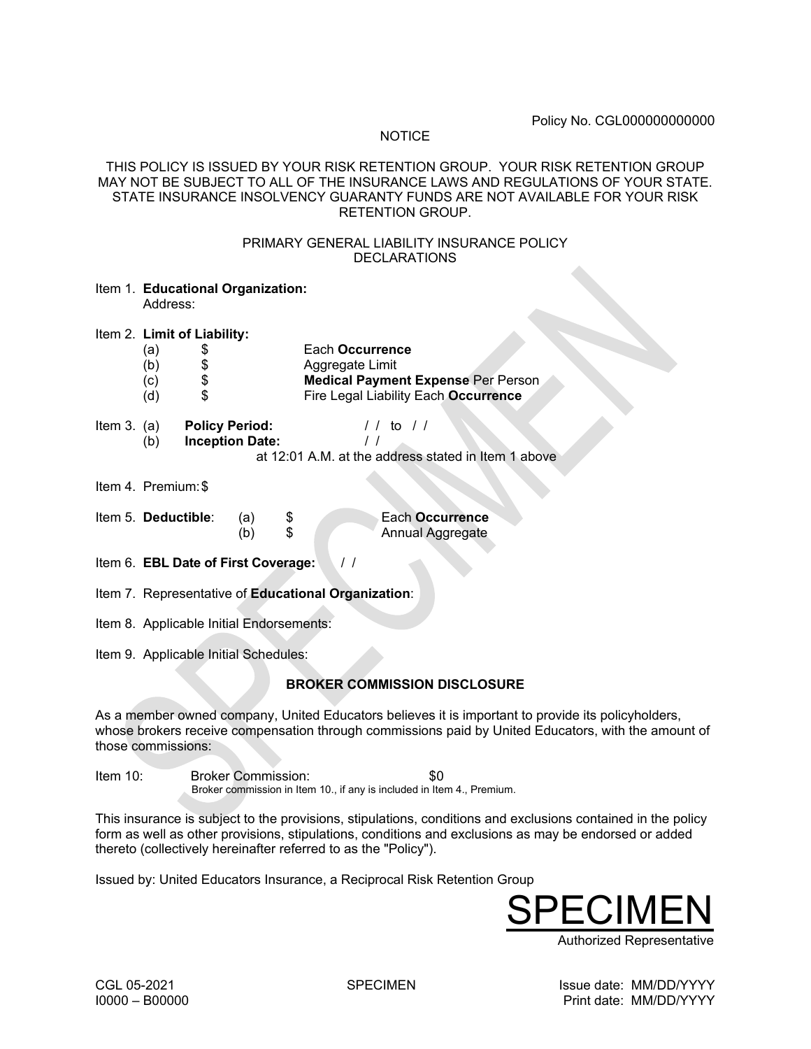Policy No. CGL000000000000

NOTICE

THIS POLICY IS ISSUED BY YOUR RISK RETENTION GROUP. YOUR RISK RETENTION GROUP MAY NOT BE SUBJECT TO ALL OF THE INSURANCE LAWS AND REGULATIONS OF YOUR STATE. STATE INSURANCE INSOLVENCY GUARANTY FUNDS ARE NOT AVAILABLE FOR YOUR RISK RETENTION GROUP.

PRIMARY GENERAL LIABILITY INSURANCE POLICY
DECLARATIONS

Item 1. **Educational Organization:**
Address:

Item 2. **Limit of Liability:**

(a) $ Each **Occurrence**
(b) $ Aggregate Limit
(c) $ **Medical Payment Expense** Per Person
(d) $ Fire Legal Liability Each **Occurrence**

Item 3. (a) **Policy Period:** / / to / /
(b) **Inception Date:** / /
at 12:01 A.M. at the address stated in Item 1 above

Item 4. Premium: $

Item 5. **Deductible**: (a) $ Each **Occurrence**
(b) $ Annual Aggregate

Item 6. **EBL Date of First Coverage:** / /

Item 7. Representative of **Educational Organization**:

Item 8. Applicable Initial Endorsements:

Item 9. Applicable Initial Schedules:

**BROKER COMMISSION DISCLOSURE**

As a member owned company, United Educators believes it is important to provide its policyholders, whose brokers receive compensation through commissions paid by United Educators, with the amount of those commissions:

Item 10: Broker Commission: $0
Broker commission in Item 10., if any is included in Item 4., Premium.

This insurance is subject to the provisions, stipulations, conditions and exclusions contained in the policy form as well as other provisions, stipulations, conditions and exclusions as may be endorsed or added thereto (collectively hereinafter referred to as the "Policy").

Issued by: United Educators Insurance, a Reciprocal Risk Retention Group

SPECIMEN
Authorized Representative

CGL 05-2021
I0000 – B00000

SPECIMEN

Issue date: MM/DD/YYYY
Print date: MM/DD/YYYY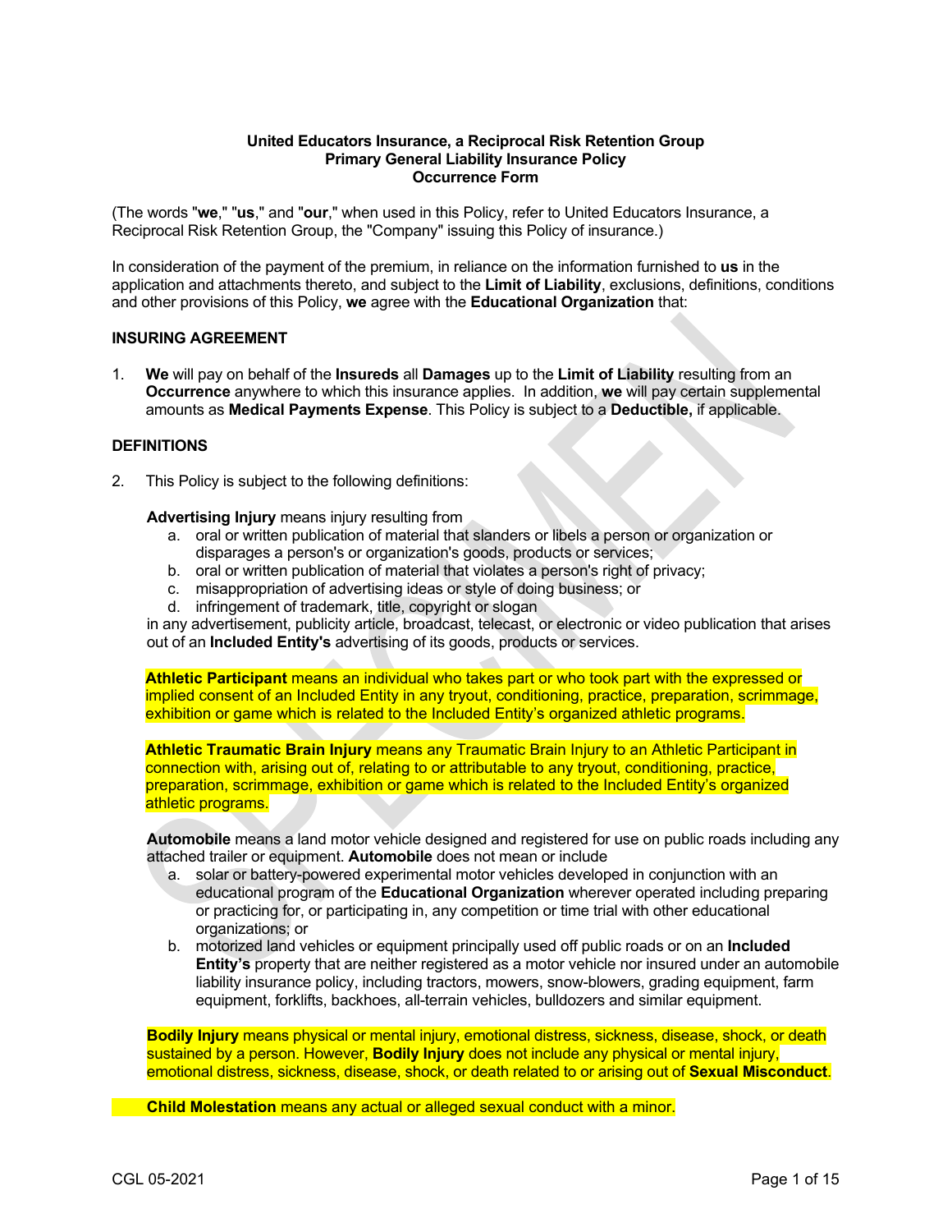**United Educators Insurance, a Reciprocal Risk Retention Group**
**Primary General Liability Insurance Policy**
**Occurrence Form**

(The words "**we**," "**us**," and "**our**," when used in this Policy, refer to United Educators Insurance, a Reciprocal Risk Retention Group, the "Company" issuing this Policy of insurance.)

In consideration of the payment of the premium, in reliance on the information furnished to **us** in the application and attachments thereto, and subject to the **Limit of Liability**, exclusions, definitions, conditions and other provisions of this Policy, **we** agree with the **Educational Organization** that:

### INSURING AGREEMENT

1. **We** will pay on behalf of the **Insureds** all **Damages** up to the **Limit of Liability** resulting from an **Occurrence** anywhere to which this insurance applies. In addition, **we** will pay certain supplemental amounts as **Medical Payments Expense**. This Policy is subject to a **Deductible,** if applicable.

### DEFINITIONS

2. This Policy is subject to the following definitions:

**Advertising Injury** means injury resulting from

a. oral or written publication of material that slanders or libels a person or organization or disparages a person's or organization's goods, products or services;
b. oral or written publication of material that violates a person's right of privacy;
c. misappropriation of advertising ideas or style of doing business; or
d. infringement of trademark, title, copyright or slogan

in any advertisement, publicity article, broadcast, telecast, or electronic or video publication that arises out of an **Included Entity's** advertising of its goods, products or services.

**Athletic Participant** means an individual who takes part or who took part with the expressed or implied consent of an Included Entity in any tryout, conditioning, practice, preparation, scrimmage, exhibition or game which is related to the Included Entity's organized athletic programs.

**Athletic Traumatic Brain Injury** means any Traumatic Brain Injury to an Athletic Participant in connection with, arising out of, relating to or attributable to any tryout, conditioning, practice, preparation, scrimmage, exhibition or game which is related to the Included Entity's organized athletic programs.

**Automobile** means a land motor vehicle designed and registered for use on public roads including any attached trailer or equipment. **Automobile** does not mean or include

a. solar or battery-powered experimental motor vehicles developed in conjunction with an educational program of the **Educational Organization** wherever operated including preparing or practicing for, or participating in, any competition or time trial with other educational organizations; or
b. motorized land vehicles or equipment principally used off public roads or on an **Included Entity's** property that are neither registered as a motor vehicle nor insured under an automobile liability insurance policy, including tractors, mowers, snow-blowers, grading equipment, farm equipment, forklifts, backhoes, all-terrain vehicles, bulldozers and similar equipment.

**Bodily Injury** means physical or mental injury, emotional distress, sickness, disease, shock, or death sustained by a person. However, **Bodily Injury** does not include any physical or mental injury, emotional distress, sickness, disease, shock, or death related to or arising out of **Sexual Misconduct**.

**Child Molestation** means any actual or alleged sexual conduct with a minor.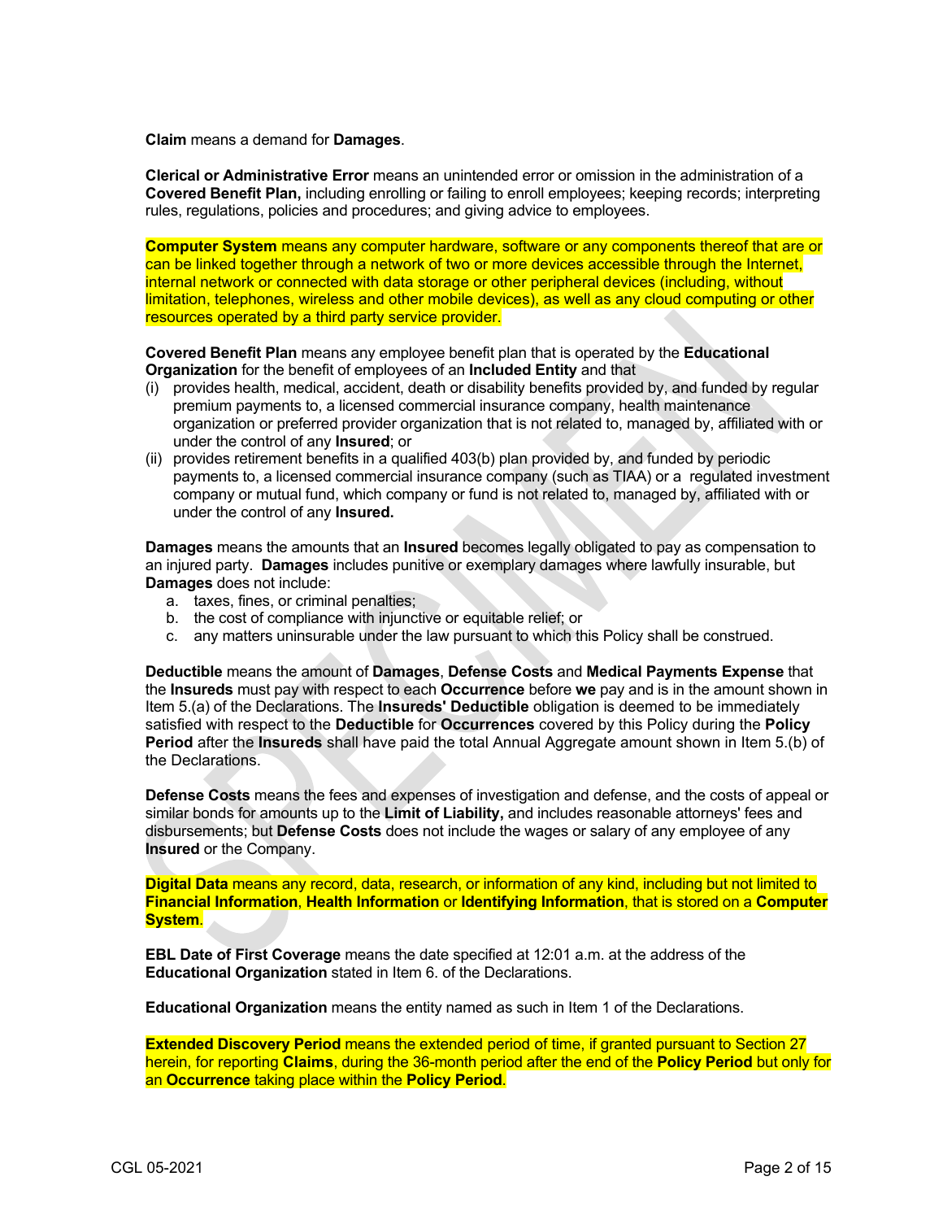**Claim** means a demand for **Damages**.

**Clerical or Administrative Error** means an unintended error or omission in the administration of a **Covered Benefit Plan,** including enrolling or failing to enroll employees; keeping records; interpreting rules, regulations, policies and procedures; and giving advice to employees.

**Computer System** means any computer hardware, software or any components thereof that are or can be linked together through a network of two or more devices accessible through the Internet, internal network or connected with data storage or other peripheral devices (including, without limitation, telephones, wireless and other mobile devices), as well as any cloud computing or other resources operated by a third party service provider.

**Covered Benefit Plan** means any employee benefit plan that is operated by the **Educational Organization** for the benefit of employees of an **Included Entity** and that

(i) provides health, medical, accident, death or disability benefits provided by, and funded by regular premium payments to, a licensed commercial insurance company, health maintenance organization or preferred provider organization that is not related to, managed by, affiliated with or under the control of any **Insured**; or

(ii) provides retirement benefits in a qualified 403(b) plan provided by, and funded by periodic payments to, a licensed commercial insurance company (such as TIAA) or a regulated investment company or mutual fund, which company or fund is not related to, managed by, affiliated with or under the control of any **Insured.**

**Damages** means the amounts that an **Insured** becomes legally obligated to pay as compensation to an injured party. **Damages** includes punitive or exemplary damages where lawfully insurable, but **Damages** does not include:

a. taxes, fines, or criminal penalties;
b. the cost of compliance with injunctive or equitable relief; or
c. any matters uninsurable under the law pursuant to which this Policy shall be construed.

**Deductible** means the amount of **Damages**, **Defense Costs** and **Medical Payments Expense** that the **Insureds** must pay with respect to each **Occurrence** before **we** pay and is in the amount shown in Item 5.(a) of the Declarations. The **Insureds' Deductible** obligation is deemed to be immediately satisfied with respect to the **Deductible** for **Occurrences** covered by this Policy during the **Policy Period** after the **Insureds** shall have paid the total Annual Aggregate amount shown in Item 5.(b) of the Declarations.

**Defense Costs** means the fees and expenses of investigation and defense, and the costs of appeal or similar bonds for amounts up to the **Limit of Liability,** and includes reasonable attorneys' fees and disbursements; but **Defense Costs** does not include the wages or salary of any employee of any **Insured** or the Company.

**Digital Data** means any record, data, research, or information of any kind, including but not limited to **Financial Information**, **Health Information** or **Identifying Information**, that is stored on a **Computer System**.

**EBL Date of First Coverage** means the date specified at 12:01 a.m. at the address of the **Educational Organization** stated in Item 6. of the Declarations.

**Educational Organization** means the entity named as such in Item 1 of the Declarations.

**Extended Discovery Period** means the extended period of time, if granted pursuant to Section 27 herein, for reporting **Claims**, during the 36-month period after the end of the **Policy Period** but only for an **Occurrence** taking place within the **Policy Period**.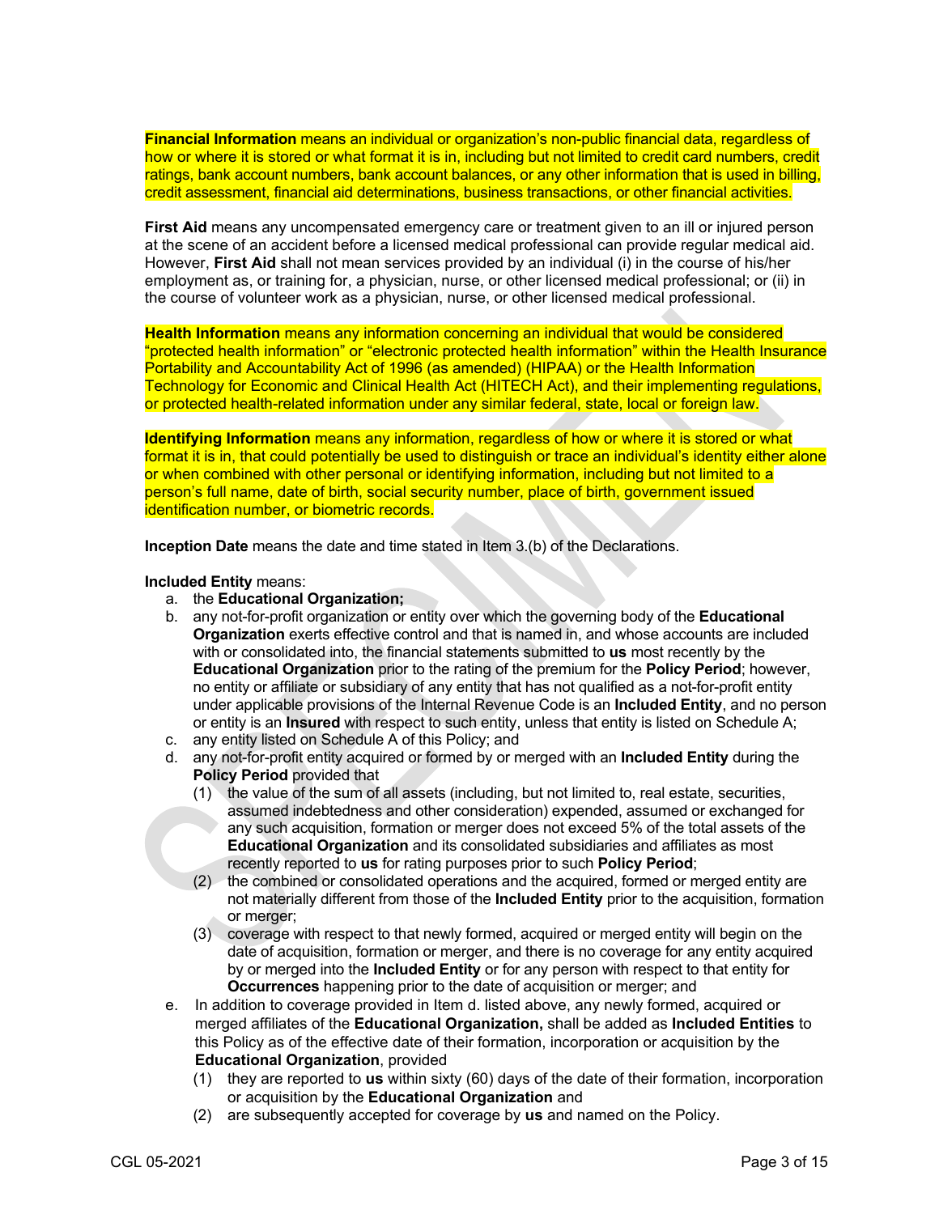**Financial Information** means an individual or organization's non-public financial data, regardless of how or where it is stored or what format it is in, including but not limited to credit card numbers, credit ratings, bank account numbers, bank account balances, or any other information that is used in billing, credit assessment, financial aid determinations, business transactions, or other financial activities.

**First Aid** means any uncompensated emergency care or treatment given to an ill or injured person at the scene of an accident before a licensed medical professional can provide regular medical aid. However, **First Aid** shall not mean services provided by an individual (i) in the course of his/her employment as, or training for, a physician, nurse, or other licensed medical professional; or (ii) in the course of volunteer work as a physician, nurse, or other licensed medical professional.

**Health Information** means any information concerning an individual that would be considered "protected health information" or "electronic protected health information" within the Health Insurance Portability and Accountability Act of 1996 (as amended) (HIPAA) or the Health Information Technology for Economic and Clinical Health Act (HITECH Act), and their implementing regulations, or protected health-related information under any similar federal, state, local or foreign law.

**Identifying Information** means any information, regardless of how or where it is stored or what format it is in, that could potentially be used to distinguish or trace an individual's identity either alone or when combined with other personal or identifying information, including but not limited to a person's full name, date of birth, social security number, place of birth, government issued identification number, or biometric records.

**Inception Date** means the date and time stated in Item 3.(b) of the Declarations.

**Included Entity** means:

a. the **Educational Organization;**
b. any not-for-profit organization or entity over which the governing body of the **Educational Organization** exerts effective control and that is named in, and whose accounts are included with or consolidated into, the financial statements submitted to **us** most recently by the **Educational Organization** prior to the rating of the premium for the **Policy Period**; however, no entity or affiliate or subsidiary of any entity that has not qualified as a not-for-profit entity under applicable provisions of the Internal Revenue Code is an **Included Entity**, and no person or entity is an **Insured** with respect to such entity, unless that entity is listed on Schedule A;
c. any entity listed on Schedule A of this Policy; and
d. any not-for-profit entity acquired or formed by or merged with an **Included Entity** during the **Policy Period** provided that
   (1) the value of the sum of all assets (including, but not limited to, real estate, securities, assumed indebtedness and other consideration) expended, assumed or exchanged for any such acquisition, formation or merger does not exceed 5% of the total assets of the **Educational Organization** and its consolidated subsidiaries and affiliates as most recently reported to **us** for rating purposes prior to such **Policy Period**;
   (2) the combined or consolidated operations and the acquired, formed or merged entity are not materially different from those of the **Included Entity** prior to the acquisition, formation or merger;
   (3) coverage with respect to that newly formed, acquired or merged entity will begin on the date of acquisition, formation or merger, and there is no coverage for any entity acquired by or merged into the **Included Entity** or for any person with respect to that entity for **Occurrences** happening prior to the date of acquisition or merger; and
e. In addition to coverage provided in Item d. listed above, any newly formed, acquired or merged affiliates of the **Educational Organization,** shall be added as **Included Entities** to this Policy as of the effective date of their formation, incorporation or acquisition by the **Educational Organization**, provided
   (1) they are reported to **us** within sixty (60) days of the date of their formation, incorporation or acquisition by the **Educational Organization** and
   (2) are subsequently accepted for coverage by **us** and named on the Policy.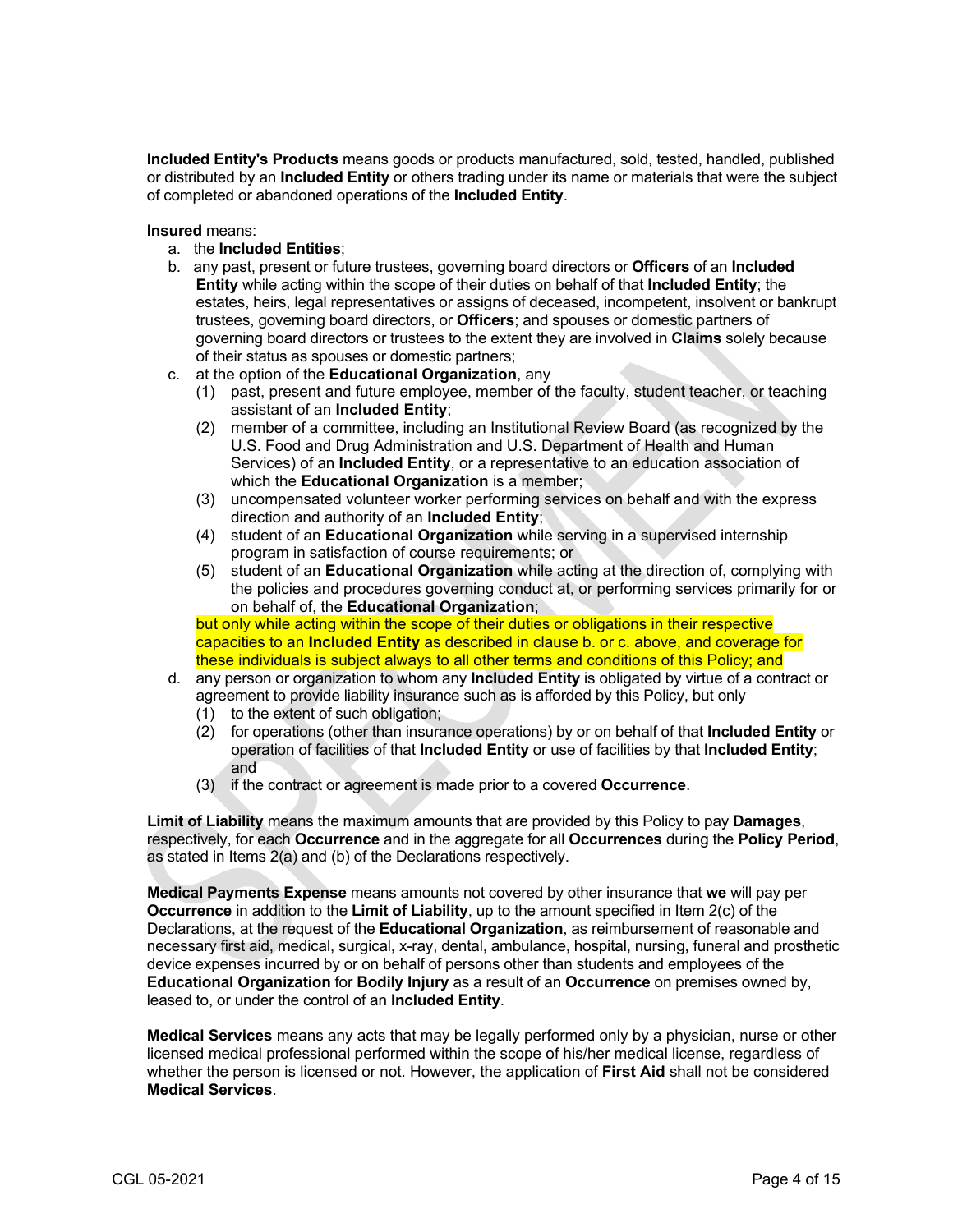**Included Entity's Products** means goods or products manufactured, sold, tested, handled, published or distributed by an **Included Entity** or others trading under its name or materials that were the subject of completed or abandoned operations of the **Included Entity**.

**Insured** means:

a. the **Included Entities**;

b. any past, present or future trustees, governing board directors or **Officers** of an **Included Entity** while acting within the scope of their duties on behalf of that **Included Entity**; the estates, heirs, legal representatives or assigns of deceased, incompetent, insolvent or bankrupt trustees, governing board directors, or **Officers**; and spouses or domestic partners of governing board directors or trustees to the extent they are involved in **Claims** solely because of their status as spouses or domestic partners;

c. at the option of the **Educational Organization**, any
   1. (1) past, present and future employee, member of the faculty, student teacher, or teaching assistant of an **Included Entity**;
   2. (2) member of a committee, including an Institutional Review Board (as recognized by the U.S. Food and Drug Administration and U.S. Department of Health and Human Services) of an **Included Entity**, or a representative to an education association of which the **Educational Organization** is a member;
   3. (3) uncompensated volunteer worker performing services on behalf and with the express direction and authority of an **Included Entity**;
   4. (4) student of an **Educational Organization** while serving in a supervised internship program in satisfaction of course requirements; or
   5. (5) student of an **Educational Organization** while acting at the direction of, complying with the policies and procedures governing conduct at, or performing services primarily for or on behalf of, the **Educational Organization**;

   but only while acting within the scope of their duties or obligations in their respective capacities to an **Included Entity** as described in clause b. or c. above, and coverage for these individuals is subject always to all other terms and conditions of this Policy; and

d. any person or organization to whom any **Included Entity** is obligated by virtue of a contract or agreement to provide liability insurance such as is afforded by this Policy, but only
   1. (1) to the extent of such obligation;
   2. (2) for operations (other than insurance operations) by or on behalf of that **Included Entity** or operation of facilities of that **Included Entity** or use of facilities by that **Included Entity**; and
   3. (3) if the contract or agreement is made prior to a covered **Occurrence**.

**Limit of Liability** means the maximum amounts that are provided by this Policy to pay **Damages**, respectively, for each **Occurrence** and in the aggregate for all **Occurrences** during the **Policy Period**, as stated in Items 2(a) and (b) of the Declarations respectively.

**Medical Payments Expense** means amounts not covered by other insurance that **we** will pay per **Occurrence** in addition to the **Limit of Liability**, up to the amount specified in Item 2(c) of the Declarations, at the request of the **Educational Organization**, as reimbursement of reasonable and necessary first aid, medical, surgical, x-ray, dental, ambulance, hospital, nursing, funeral and prosthetic device expenses incurred by or on behalf of persons other than students and employees of the **Educational Organization** for **Bodily Injury** as a result of an **Occurrence** on premises owned by, leased to, or under the control of an **Included Entity**.

**Medical Services** means any acts that may be legally performed only by a physician, nurse or other licensed medical professional performed within the scope of his/her medical license, regardless of whether the person is licensed or not. However, the application of **First Aid** shall not be considered **Medical Services**.

CGL 05-2021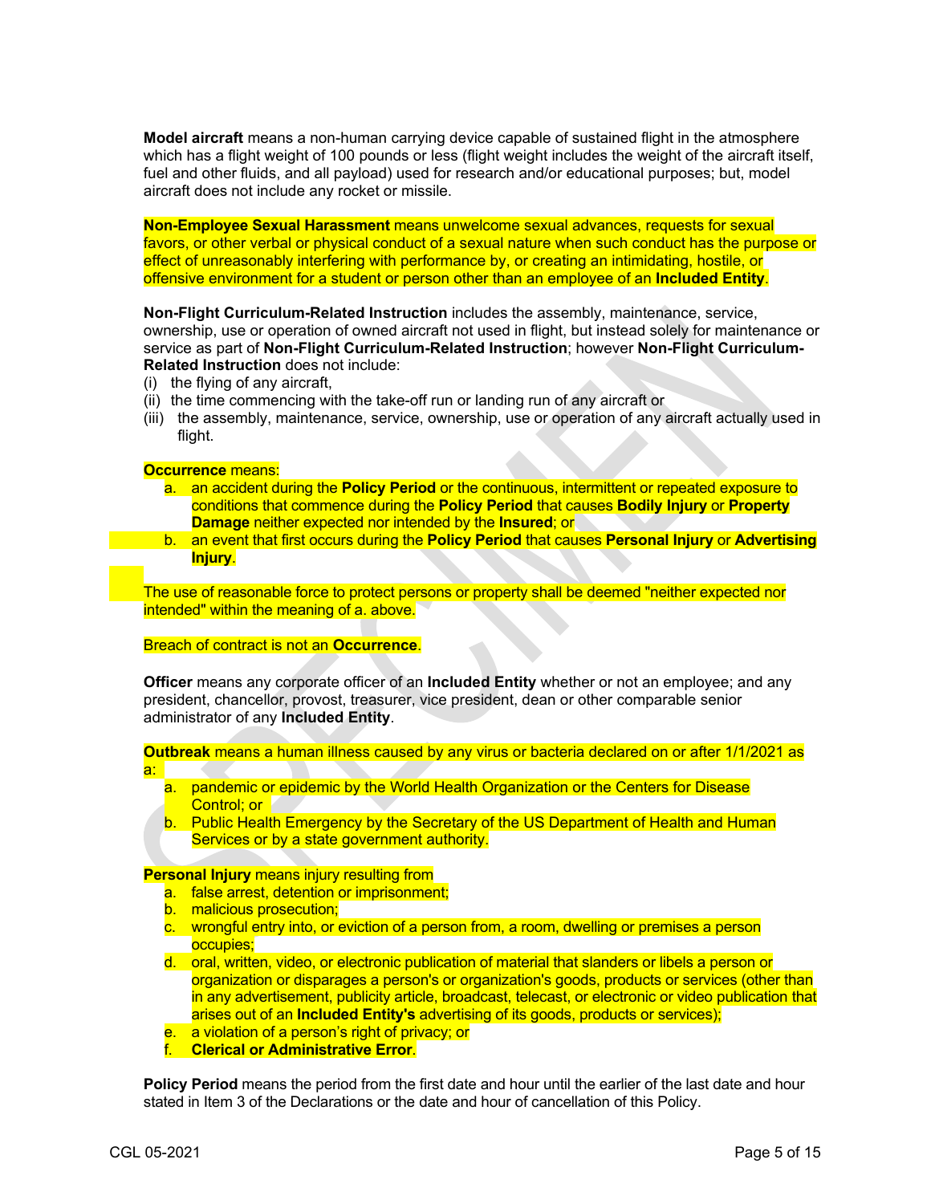**Model aircraft** means a non-human carrying device capable of sustained flight in the atmosphere which has a flight weight of 100 pounds or less (flight weight includes the weight of the aircraft itself, fuel and other fluids, and all payload) used for research and/or educational purposes; but, model aircraft does not include any rocket or missile.

**Non-Employee Sexual Harassment** means unwelcome sexual advances, requests for sexual favors, or other verbal or physical conduct of a sexual nature when such conduct has the purpose or effect of unreasonably interfering with performance by, or creating an intimidating, hostile, or offensive environment for a student or person other than an employee of an **Included Entity**.

**Non-Flight Curriculum-Related Instruction** includes the assembly, maintenance, service, ownership, use or operation of owned aircraft not used in flight, but instead solely for maintenance or service as part of **Non-Flight Curriculum-Related Instruction**; however **Non-Flight Curriculum-Related Instruction** does not include:

(i) the flying of any aircraft,
(ii) the time commencing with the take-off run or landing run of any aircraft or
(iii) the assembly, maintenance, service, ownership, use or operation of any aircraft actually used in flight.

**Occurrence** means:

a. an accident during the **Policy Period** or the continuous, intermittent or repeated exposure to conditions that commence during the **Policy Period** that causes **Bodily Injury** or **Property Damage** neither expected nor intended by the **Insured**; or
b. an event that first occurs during the **Policy Period** that causes **Personal Injury** or **Advertising Injury**.

The use of reasonable force to protect persons or property shall be deemed "neither expected nor intended" within the meaning of a. above.

Breach of contract is not an **Occurrence**.

**Officer** means any corporate officer of an **Included Entity** whether or not an employee; and any president, chancellor, provost, treasurer, vice president, dean or other comparable senior administrator of any **Included Entity**.

**Outbreak** means a human illness caused by any virus or bacteria declared on or after 1/1/2021 as a:

a. pandemic or epidemic by the World Health Organization or the Centers for Disease Control; or
b. Public Health Emergency by the Secretary of the US Department of Health and Human Services or by a state government authority.

**Personal Injury** means injury resulting from

a. false arrest, detention or imprisonment;
b. malicious prosecution;
c. wrongful entry into, or eviction of a person from, a room, dwelling or premises a person occupies;
d. oral, written, video, or electronic publication of material that slanders or libels a person or organization or disparages a person's or organization's goods, products or services (other than in any advertisement, publicity article, broadcast, telecast, or electronic or video publication that arises out of an **Included Entity's** advertising of its goods, products or services);
e. a violation of a person's right of privacy; or
f. **Clerical or Administrative Error**.

**Policy Period** means the period from the first date and hour until the earlier of the last date and hour stated in Item 3 of the Declarations or the date and hour of cancellation of this Policy.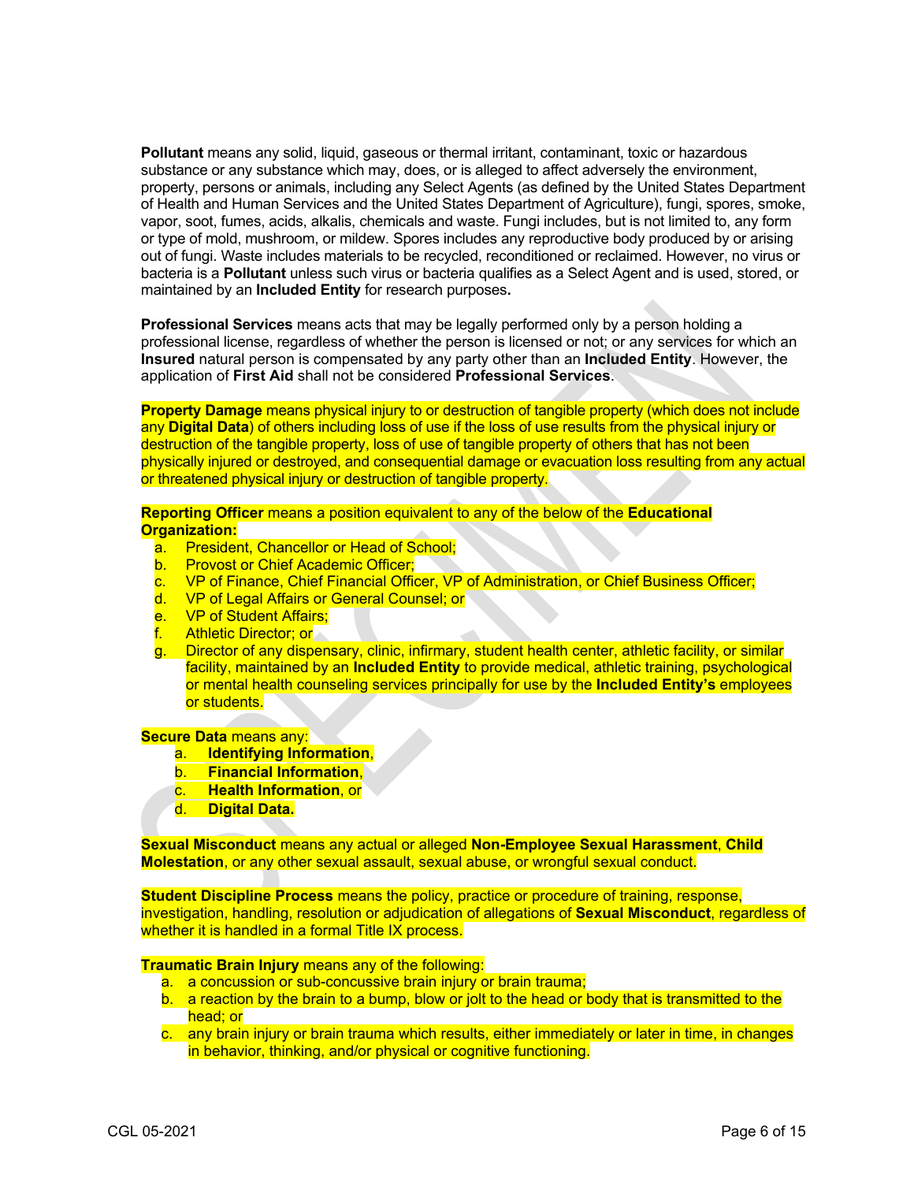**Pollutant** means any solid, liquid, gaseous or thermal irritant, contaminant, toxic or hazardous substance or any substance which may, does, or is alleged to affect adversely the environment, property, persons or animals, including any Select Agents (as defined by the United States Department of Health and Human Services and the United States Department of Agriculture), fungi, spores, smoke, vapor, soot, fumes, acids, alkalis, chemicals and waste. Fungi includes, but is not limited to, any form or type of mold, mushroom, or mildew. Spores includes any reproductive body produced by or arising out of fungi. Waste includes materials to be recycled, reconditioned or reclaimed. However, no virus or bacteria is a **Pollutant** unless such virus or bacteria qualifies as a Select Agent and is used, stored, or maintained by an **Included Entity** for research purposes**.**

**Professional Services** means acts that may be legally performed only by a person holding a professional license, regardless of whether the person is licensed or not; or any services for which an **Insured** natural person is compensated by any party other than an **Included Entity**. However, the application of **First Aid** shall not be considered **Professional Services**.

**Property Damage** means physical injury to or destruction of tangible property (which does not include any **Digital Data**) of others including loss of use if the loss of use results from the physical injury or destruction of the tangible property, loss of use of tangible property of others that has not been physically injured or destroyed, and consequential damage or evacuation loss resulting from any actual or threatened physical injury or destruction of tangible property.

**Reporting Officer** means a position equivalent to any of the below of the **Educational Organization:**

a. President, Chancellor or Head of School;
b. Provost or Chief Academic Officer;
c. VP of Finance, Chief Financial Officer, VP of Administration, or Chief Business Officer;
d. VP of Legal Affairs or General Counsel; or
e. VP of Student Affairs;
f. Athletic Director; or
g. Director of any dispensary, clinic, infirmary, student health center, athletic facility, or similar facility, maintained by an **Included Entity** to provide medical, athletic training, psychological or mental health counseling services principally for use by the **Included Entity's** employees or students.

**Secure Data** means any:

a. **Identifying Information**,
b. **Financial Information**,
c. **Health Information**, or
d. **Digital Data.**

**Sexual Misconduct** means any actual or alleged **Non-Employee Sexual Harassment**, **Child Molestation**, or any other sexual assault, sexual abuse, or wrongful sexual conduct.

**Student Discipline Process** means the policy, practice or procedure of training, response, investigation, handling, resolution or adjudication of allegations of **Sexual Misconduct**, regardless of whether it is handled in a formal Title IX process.

**Traumatic Brain Injury** means any of the following:

a. a concussion or sub-concussive brain injury or brain trauma;
b. a reaction by the brain to a bump, blow or jolt to the head or body that is transmitted to the head; or
c. any brain injury or brain trauma which results, either immediately or later in time, in changes in behavior, thinking, and/or physical or cognitive functioning.

CGL 05-2021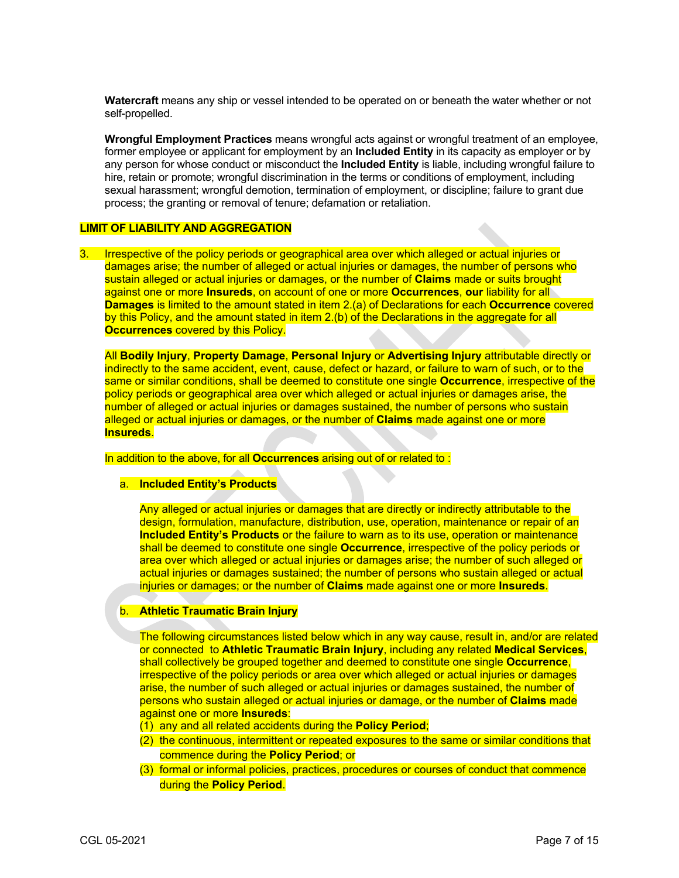**Watercraft** means any ship or vessel intended to be operated on or beneath the water whether or not self-propelled.

**Wrongful Employment Practices** means wrongful acts against or wrongful treatment of an employee, former employee or applicant for employment by an **Included Entity** in its capacity as employer or by any person for whose conduct or misconduct the **Included Entity** is liable, including wrongful failure to hire, retain or promote; wrongful discrimination in the terms or conditions of employment, including sexual harassment; wrongful demotion, termination of employment, or discipline; failure to grant due process; the granting or removal of tenure; defamation or retaliation.

**LIMIT OF LIABILITY AND AGGREGATION**

3. Irrespective of the policy periods or geographical area over which alleged or actual injuries or damages arise; the number of alleged or actual injuries or damages, the number of persons who sustain alleged or actual injuries or damages, or the number of **Claims** made or suits brought against one or more **Insureds**, on account of one or more **Occurrences**, **our** liability for all **Damages** is limited to the amount stated in item 2.(a) of Declarations for each **Occurrence** covered by this Policy, and the amount stated in item 2.(b) of the Declarations in the aggregate for all **Occurrences** covered by this Policy.

   All **Bodily Injury**, **Property Damage**, **Personal Injury** or **Advertising Injury** attributable directly or indirectly to the same accident, event, cause, defect or hazard, or failure to warn of such, or to the same or similar conditions, shall be deemed to constitute one single **Occurrence**, irrespective of the policy periods or geographical area over which alleged or actual injuries or damages arise, the number of alleged or actual injuries or damages sustained, the number of persons who sustain alleged or actual injuries or damages, or the number of **Claims** made against one or more **Insureds**.

   In addition to the above, for all **Occurrences** arising out of or related to :

   a. **Included Entity's Products**

      Any alleged or actual injuries or damages that are directly or indirectly attributable to the design, formulation, manufacture, distribution, use, operation, maintenance or repair of an **Included Entity's Products** or the failure to warn as to its use, operation or maintenance shall be deemed to constitute one single **Occurrence**, irrespective of the policy periods or area over which alleged or actual injuries or damages arise; the number of such alleged or actual injuries or damages sustained; the number of persons who sustain alleged or actual injuries or damages; or the number of **Claims** made against one or more **Insureds**.

   b. **Athletic Traumatic Brain Injury**

      The following circumstances listed below which in any way cause, result in, and/or are related or connected to **Athletic Traumatic Brain Injury**, including any related **Medical Services**, shall collectively be grouped together and deemed to constitute one single **Occurrence**, irrespective of the policy periods or area over which alleged or actual injuries or damages arise, the number of such alleged or actual injuries or damages sustained, the number of persons who sustain alleged or actual injuries or damage, or the number of **Claims** made against one or more **Insureds**:

      (1) any and all related accidents during the **Policy Period**;
      (2) the continuous, intermittent or repeated exposures to the same or similar conditions that commence during the **Policy Period**; or
      (3) formal or informal policies, practices, procedures or courses of conduct that commence during the **Policy Period**.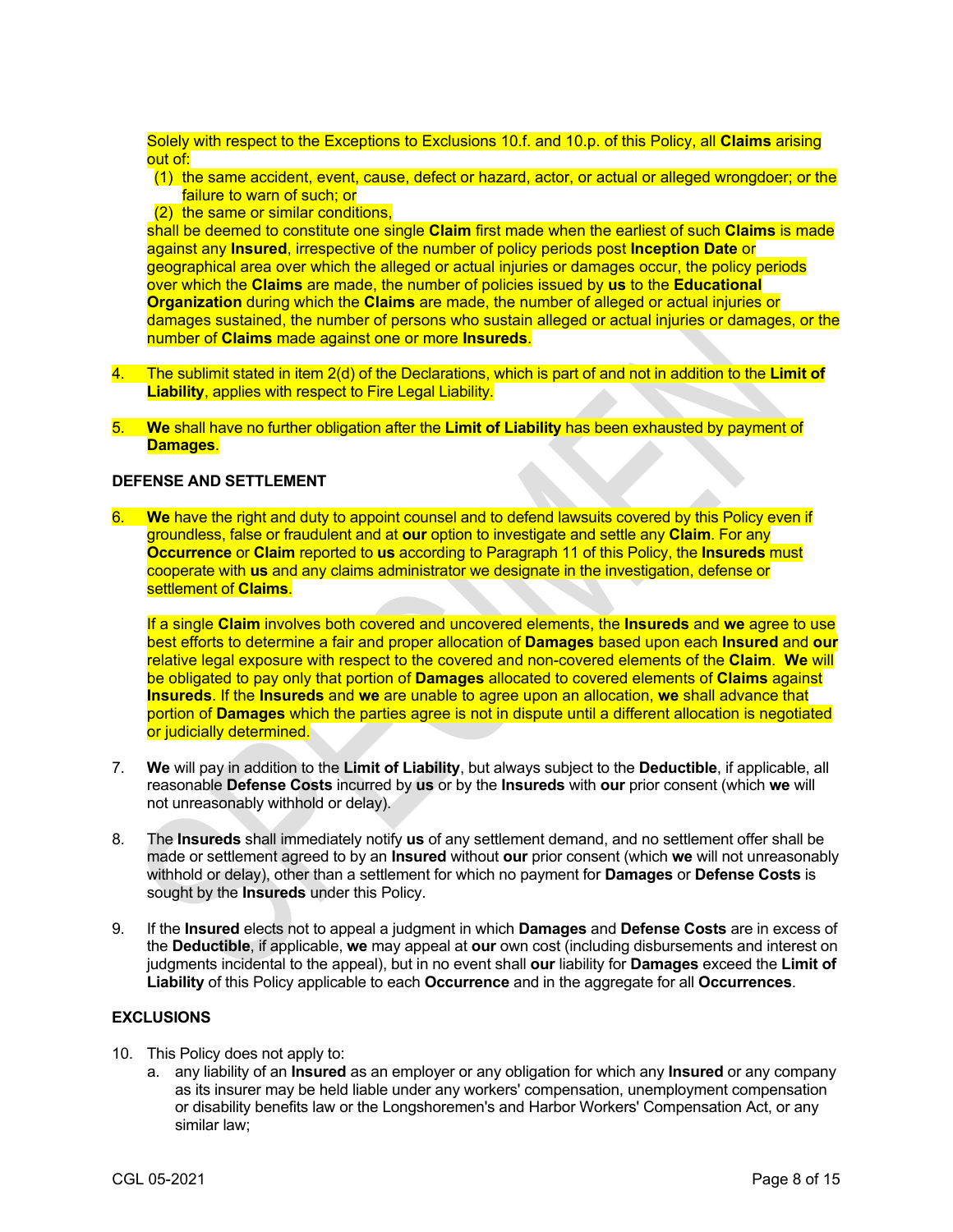Solely with respect to the Exceptions to Exclusions 10.f. and 10.p. of this Policy, all **Claims** arising out of:

(1) the same accident, event, cause, defect or hazard, actor, or actual or alleged wrongdoer; or the failure to warn of such; or

(2) the same or similar conditions,

shall be deemed to constitute one single **Claim** first made when the earliest of such **Claims** is made against any **Insured**, irrespective of the number of policy periods post **Inception Date** or geographical area over which the alleged or actual injuries or damages occur, the policy periods over which the **Claims** are made, the number of policies issued by **us** to the **Educational Organization** during which the **Claims** are made, the number of alleged or actual injuries or damages sustained, the number of persons who sustain alleged or actual injuries or damages, or the number of **Claims** made against one or more **Insureds**.

4. The sublimit stated in item 2(d) of the Declarations, which is part of and not in addition to the **Limit of Liability**, applies with respect to Fire Legal Liability.

5. **We** shall have no further obligation after the **Limit of Liability** has been exhausted by payment of **Damages**.

**DEFENSE AND SETTLEMENT**

6. **We** have the right and duty to appoint counsel and to defend lawsuits covered by this Policy even if groundless, false or fraudulent and at **our** option to investigate and settle any **Claim**. For any **Occurrence** or **Claim** reported to **us** according to Paragraph 11 of this Policy, the **Insureds** must cooperate with **us** and any claims administrator we designate in the investigation, defense or settlement of **Claims**.

   If a single **Claim** involves both covered and uncovered elements, the **Insureds** and **we** agree to use best efforts to determine a fair and proper allocation of **Damages** based upon each **Insured** and **our** relative legal exposure with respect to the covered and non-covered elements of the **Claim**. **We** will be obligated to pay only that portion of **Damages** allocated to covered elements of **Claims** against **Insureds**. If the **Insureds** and **we** are unable to agree upon an allocation, **we** shall advance that portion of **Damages** which the parties agree is not in dispute until a different allocation is negotiated or judicially determined.

7. **We** will pay in addition to the **Limit of Liability**, but always subject to the **Deductible**, if applicable, all reasonable **Defense Costs** incurred by **us** or by the **Insureds** with **our** prior consent (which **we** will not unreasonably withhold or delay).

8. The **Insureds** shall immediately notify **us** of any settlement demand, and no settlement offer shall be made or settlement agreed to by an **Insured** without **our** prior consent (which **we** will not unreasonably withhold or delay), other than a settlement for which no payment for **Damages** or **Defense Costs** is sought by the **Insureds** under this Policy.

9. If the **Insured** elects not to appeal a judgment in which **Damages** and **Defense Costs** are in excess of the **Deductible**, if applicable, **we** may appeal at **our** own cost (including disbursements and interest on judgments incidental to the appeal), but in no event shall **our** liability for **Damages** exceed the **Limit of Liability** of this Policy applicable to each **Occurrence** and in the aggregate for all **Occurrences**.

**EXCLUSIONS**

10. This Policy does not apply to:
    a. any liability of an **Insured** as an employer or any obligation for which any **Insured** or any company as its insurer may be held liable under any workers' compensation, unemployment compensation or disability benefits law or the Longshoremen's and Harbor Workers' Compensation Act, or any similar law;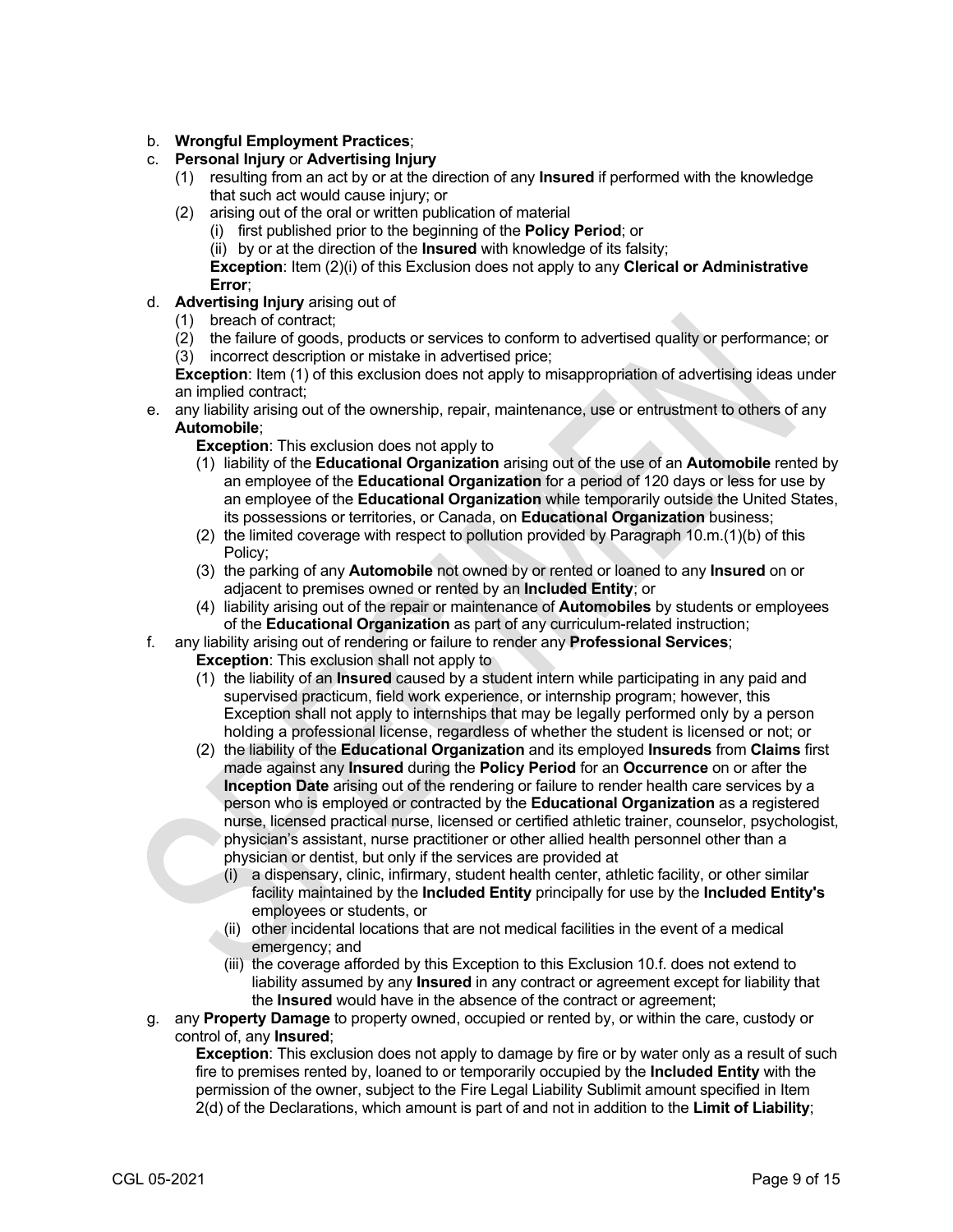b. **Wrongful Employment Practices**;

c. **Personal Injury** or **Advertising Injury**
   (1) resulting from an act by or at the direction of any **Insured** if performed with the knowledge that such act would cause injury; or
   (2) arising out of the oral or written publication of material
      (i) first published prior to the beginning of the **Policy Period**; or
      (ii) by or at the direction of the **Insured** with knowledge of its falsity;

   **Exception**: Item (2)(i) of this Exclusion does not apply to any **Clerical or Administrative Error**;

d. **Advertising Injury** arising out of
   (1) breach of contract;
   (2) the failure of goods, products or services to conform to advertised quality or performance; or
   (3) incorrect description or mistake in advertised price;

   **Exception**: Item (1) of this exclusion does not apply to misappropriation of advertising ideas under an implied contract;

e. any liability arising out of the ownership, repair, maintenance, use or entrustment to others of any **Automobile**;

   **Exception**: This exclusion does not apply to
   (1) liability of the **Educational Organization** arising out of the use of an **Automobile** rented by an employee of the **Educational Organization** for a period of 120 days or less for use by an employee of the **Educational Organization** while temporarily outside the United States, its possessions or territories, or Canada, on **Educational Organization** business;
   (2) the limited coverage with respect to pollution provided by Paragraph 10.m.(1)(b) of this Policy;
   (3) the parking of any **Automobile** not owned by or rented or loaned to any **Insured** on or adjacent to premises owned or rented by an **Included Entity**; or
   (4) liability arising out of the repair or maintenance of **Automobiles** by students or employees of the **Educational Organization** as part of any curriculum-related instruction;

f. any liability arising out of rendering or failure to render any **Professional Services**;

   **Exception**: This exclusion shall not apply to
   (1) the liability of an **Insured** caused by a student intern while participating in any paid and supervised practicum, field work experience, or internship program; however, this Exception shall not apply to internships that may be legally performed only by a person holding a professional license, regardless of whether the student is licensed or not; or
   (2) the liability of the **Educational Organization** and its employed **Insureds** from **Claims** first made against any **Insured** during the **Policy Period** for an **Occurrence** on or after the **Inception Date** arising out of the rendering or failure to render health care services by a person who is employed or contracted by the **Educational Organization** as a registered nurse, licensed practical nurse, licensed or certified athletic trainer, counselor, psychologist, physician's assistant, nurse practitioner or other allied health personnel other than a physician or dentist, but only if the services are provided at
      (i) a dispensary, clinic, infirmary, student health center, athletic facility, or other similar facility maintained by the **Included Entity** principally for use by the **Included Entity's** employees or students, or
      (ii) other incidental locations that are not medical facilities in the event of a medical emergency; and
      (iii) the coverage afforded by this Exception to this Exclusion 10.f. does not extend to liability assumed by any **Insured** in any contract or agreement except for liability that the **Insured** would have in the absence of the contract or agreement;

g. any **Property Damage** to property owned, occupied or rented by, or within the care, custody or control of, any **Insured**;

   **Exception**: This exclusion does not apply to damage by fire or by water only as a result of such fire to premises rented by, loaned to or temporarily occupied by the **Included Entity** with the permission of the owner, subject to the Fire Legal Liability Sublimit amount specified in Item 2(d) of the Declarations, which amount is part of and not in addition to the **Limit of Liability**;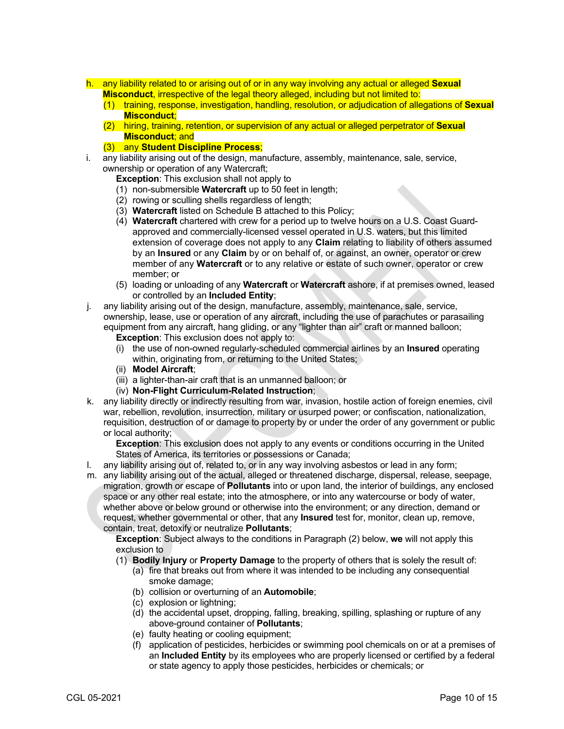h. any liability related to or arising out of or in any way involving any actual or alleged **Sexual Misconduct**, irrespective of the legal theory alleged, including but not limited to:
   (1) training, response, investigation, handling, resolution, or adjudication of allegations of **Sexual Misconduct**;
   (2) hiring, training, retention, or supervision of any actual or alleged perpetrator of **Sexual Misconduct**; and
   (3) any **Student Discipline Process**;

i. any liability arising out of the design, manufacture, assembly, maintenance, sale, service, ownership or operation of any Watercraft;
   **Exception**: This exclusion shall not apply to
   (1) non-submersible **Watercraft** up to 50 feet in length;
   (2) rowing or sculling shells regardless of length;
   (3) **Watercraft** listed on Schedule B attached to this Policy;
   (4) **Watercraft** chartered with crew for a period up to twelve hours on a U.S. Coast Guard-approved and commercially-licensed vessel operated in U.S. waters, but this limited extension of coverage does not apply to any **Claim** relating to liability of others assumed by an **Insured** or any **Claim** by or on behalf of, or against, an owner, operator or crew member of any **Watercraft** or to any relative or estate of such owner, operator or crew member; or
   (5) loading or unloading of any **Watercraft** or **Watercraft** ashore, if at premises owned, leased or controlled by an **Included Entity**;

j. any liability arising out of the design, manufacture, assembly, maintenance, sale, service, ownership, lease, use or operation of any aircraft, including the use of parachutes or parasailing equipment from any aircraft, hang gliding, or any "lighter than air" craft or manned balloon;
   **Exception**: This exclusion does not apply to:
   (i) the use of non-owned regularly-scheduled commercial airlines by an **Insured** operating within, originating from, or returning to the United States;
   (ii) **Model Aircraft**;
   (iii) a lighter-than-air craft that is an unmanned balloon; or
   (iv) **Non-Flight Curriculum-Related Instruction**;

k. any liability directly or indirectly resulting from war, invasion, hostile action of foreign enemies, civil war, rebellion, revolution, insurrection, military or usurped power; or confiscation, nationalization, requisition, destruction of or damage to property by or under the order of any government or public or local authority;
   **Exception**: This exclusion does not apply to any events or conditions occurring in the United States of America, its territories or possessions or Canada;

l. any liability arising out of, related to, or in any way involving asbestos or lead in any form;

m. any liability arising out of the actual, alleged or threatened discharge, dispersal, release, seepage, migration, growth or escape of **Pollutants** into or upon land, the interior of buildings, any enclosed space or any other real estate; into the atmosphere, or into any watercourse or body of water, whether above or below ground or otherwise into the environment; or any direction, demand or request, whether governmental or other, that any **Insured** test for, monitor, clean up, remove, contain, treat, detoxify or neutralize **Pollutants**;
   **Exception**: Subject always to the conditions in Paragraph (2) below, **we** will not apply this exclusion to
   (1) **Bodily Injury** or **Property Damage** to the property of others that is solely the result of:
      (a) fire that breaks out from where it was intended to be including any consequential smoke damage;
      (b) collision or overturning of an **Automobile**;
      (c) explosion or lightning;
      (d) the accidental upset, dropping, falling, breaking, spilling, splashing or rupture of any above-ground container of **Pollutants**;
      (e) faulty heating or cooling equipment;
      (f) application of pesticides, herbicides or swimming pool chemicals on or at a premises of an **Included Entity** by its employees who are properly licensed or certified by a federal or state agency to apply those pesticides, herbicides or chemicals; or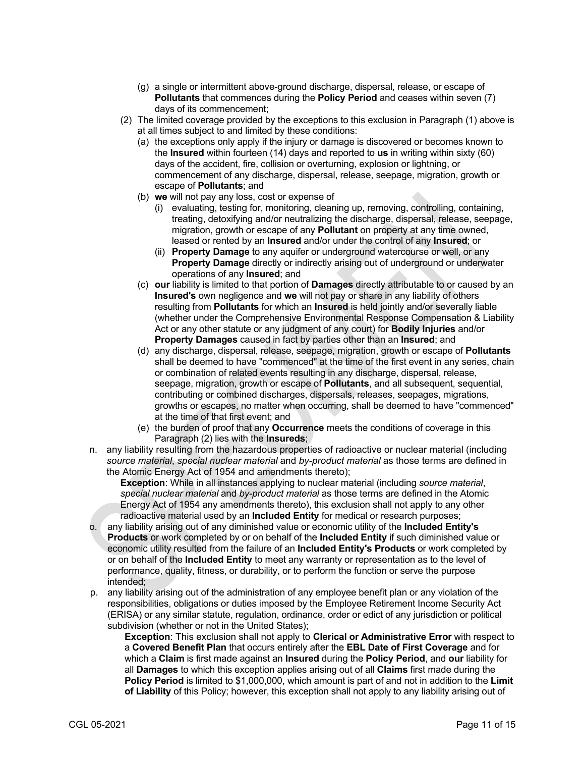- (g) a single or intermittent above-ground discharge, dispersal, release, or escape of **Pollutants** that commences during the **Policy Period** and ceases within seven (7) days of its commencement;
 - (2) The limited coverage provided by the exceptions to this exclusion in Paragraph (1) above is at all times subject to and limited by these conditions:
   - (a) the exceptions only apply if the injury or damage is discovered or becomes known to the **Insured** within fourteen (14) days and reported to **us** in writing within sixty (60) days of the accident, fire, collision or overturning, explosion or lightning, or commencement of any discharge, dispersal, release, seepage, migration, growth or escape of **Pollutants**; and
   - (b) **we** will not pay any loss, cost or expense of
     - (i) evaluating, testing for, monitoring, cleaning up, removing, controlling, containing, treating, detoxifying and/or neutralizing the discharge, dispersal, release, seepage, migration, growth or escape of any **Pollutant** on property at any time owned, leased or rented by an **Insured** and/or under the control of any **Insured**; or
     - (ii) **Property Damage** to any aquifer or underground watercourse or well, or any **Property Damage** directly or indirectly arising out of underground or underwater operations of any **Insured**; and
   - (c) **our** liability is limited to that portion of **Damages** directly attributable to or caused by an **Insured's** own negligence and **we** will not pay or share in any liability of others resulting from **Pollutants** for which an **Insured** is held jointly and/or severally liable (whether under the Comprehensive Environmental Response Compensation & Liability Act or any other statute or any judgment of any court) for **Bodily Injuries** and/or **Property Damages** caused in fact by parties other than an **Insured**; and
   - (d) any discharge, dispersal, release, seepage, migration, growth or escape of **Pollutants** shall be deemed to have "commenced" at the time of the first event in any series, chain or combination of related events resulting in any discharge, dispersal, release, seepage, migration, growth or escape of **Pollutants**, and all subsequent, sequential, contributing or combined discharges, dispersals, releases, seepages, migrations, growths or escapes, no matter when occurring, shall be deemed to have "commenced" at the time of that first event; and
   - (e) the burden of proof that any **Occurrence** meets the conditions of coverage in this Paragraph (2) lies with the **Insureds**;

n. any liability resulting from the hazardous properties of radioactive or nuclear material (including *source material*, *special nuclear material* and *by-product material* as those terms are defined in the Atomic Energy Act of 1954 and amendments thereto);

   **Exception**: While in all instances applying to nuclear material (including *source material*, *special nuclear material* and *by-product material* as those terms are defined in the Atomic Energy Act of 1954 any amendments thereto), this exclusion shall not apply to any other radioactive material used by an **Included Entity** for medical or research purposes;

o. any liability arising out of any diminished value or economic utility of the **Included Entity's Products** or work completed by or on behalf of the **Included Entity** if such diminished value or economic utility resulted from the failure of an **Included Entity's Products** or work completed by or on behalf of the **Included Entity** to meet any warranty or representation as to the level of performance, quality, fitness, or durability, or to perform the function or serve the purpose intended;

p. any liability arising out of the administration of any employee benefit plan or any violation of the responsibilities, obligations or duties imposed by the Employee Retirement Income Security Act (ERISA) or any similar statute, regulation, ordinance, order or edict of any jurisdiction or political subdivision (whether or not in the United States);

   **Exception**: This exclusion shall not apply to **Clerical or Administrative Error** with respect to a **Covered Benefit Plan** that occurs entirely after the **EBL Date of First Coverage** and for which a **Claim** is first made against an **Insured** during the **Policy Period**, and **our** liability for all **Damages** to which this exception applies arising out of all **Claims** first made during the **Policy Period** is limited to $1,000,000, which amount is part of and not in addition to the **Limit of Liability** of this Policy; however, this exception shall not apply to any liability arising out of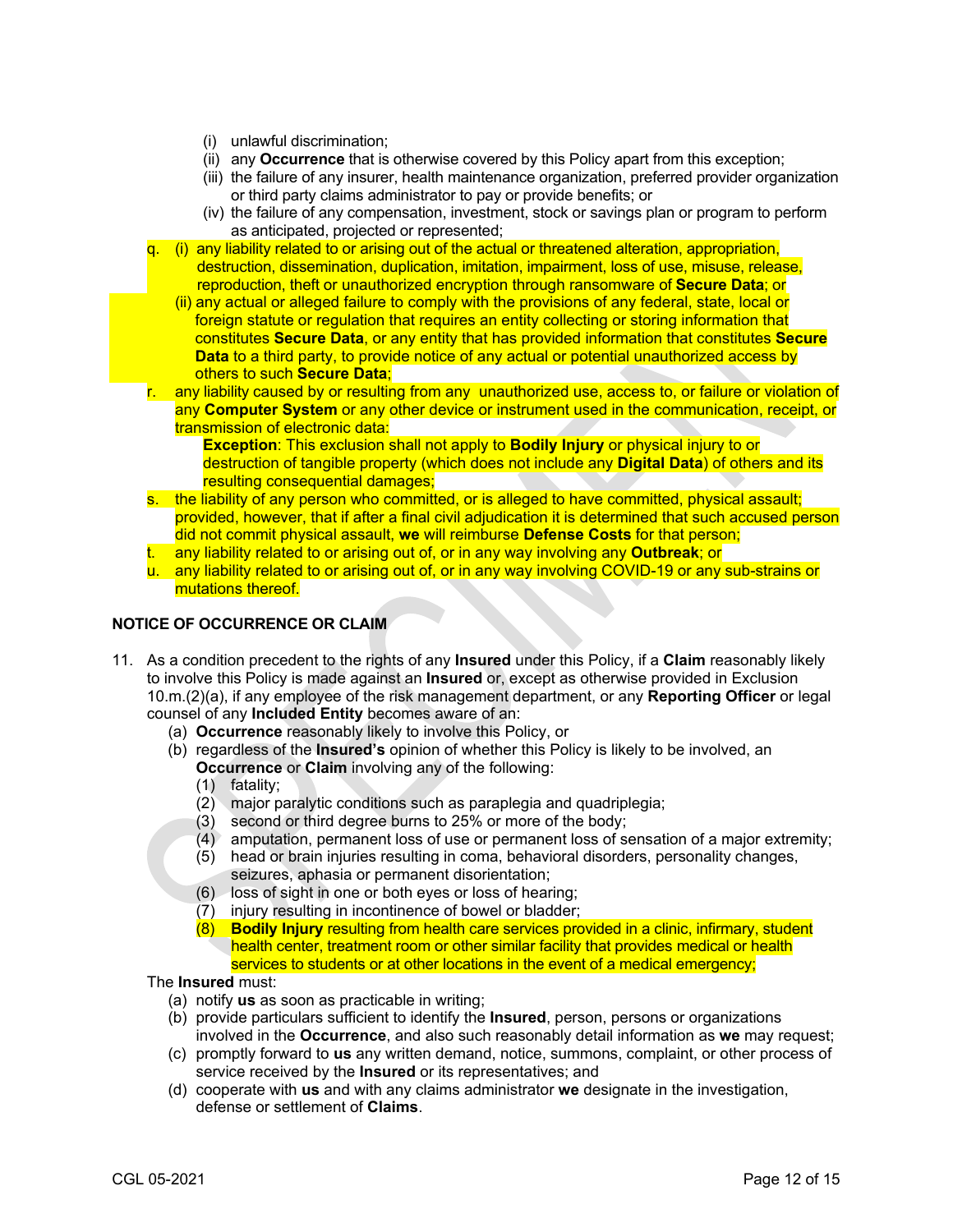(i) unlawful discrimination;
(ii) any **Occurrence** that is otherwise covered by this Policy apart from this exception;
(iii) the failure of any insurer, health maintenance organization, preferred provider organization or third party claims administrator to pay or provide benefits; or
(iv) the failure of any compensation, investment, stock or savings plan or program to perform as anticipated, projected or represented;

q. (i) any liability related to or arising out of the actual or threatened alteration, appropriation, destruction, dissemination, duplication, imitation, impairment, loss of use, misuse, release, reproduction, theft or unauthorized encryption through ransomware of **Secure Data**; or
(ii) any actual or alleged failure to comply with the provisions of any federal, state, local or foreign statute or regulation that requires an entity collecting or storing information that constitutes **Secure Data**, or any entity that has provided information that constitutes **Secure Data** to a third party, to provide notice of any actual or potential unauthorized access by others to such **Secure Data**;

r. any liability caused by or resulting from any unauthorized use, access to, or failure or violation of any **Computer System** or any other device or instrument used in the communication, receipt, or transmission of electronic data:

**Exception**: This exclusion shall not apply to **Bodily Injury** or physical injury to or destruction of tangible property (which does not include any **Digital Data**) of others and its resulting consequential damages;

s. the liability of any person who committed, or is alleged to have committed, physical assault; provided, however, that if after a final civil adjudication it is determined that such accused person did not commit physical assault, **we** will reimburse **Defense Costs** for that person;

t. any liability related to or arising out of, or in any way involving any **Outbreak**; or

u. any liability related to or arising out of, or in any way involving COVID-19 or any sub-strains or mutations thereof.

## NOTICE OF OCCURRENCE OR CLAIM

11. As a condition precedent to the rights of any **Insured** under this Policy, if a **Claim** reasonably likely to involve this Policy is made against an **Insured** or, except as otherwise provided in Exclusion 10.m.(2)(a), if any employee of the risk management department, or any **Reporting Officer** or legal counsel of any **Included Entity** becomes aware of an:
(a) **Occurrence** reasonably likely to involve this Policy, or
(b) regardless of the **Insured's** opinion of whether this Policy is likely to be involved, an **Occurrence** or **Claim** involving any of the following:
(1) fatality;
(2) major paralytic conditions such as paraplegia and quadriplegia;
(3) second or third degree burns to 25% or more of the body;
(4) amputation, permanent loss of use or permanent loss of sensation of a major extremity;
(5) head or brain injuries resulting in coma, behavioral disorders, personality changes, seizures, aphasia or permanent disorientation;
(6) loss of sight in one or both eyes or loss of hearing;
(7) injury resulting in incontinence of bowel or bladder;
(8) **Bodily Injury** resulting from health care services provided in a clinic, infirmary, student health center, treatment room or other similar facility that provides medical or health services to students or at other locations in the event of a medical emergency;

The **Insured** must:
(a) notify **us** as soon as practicable in writing;
(b) provide particulars sufficient to identify the **Insured**, person, persons or organizations involved in the **Occurrence**, and also such reasonably detail information as **we** may request;
(c) promptly forward to **us** any written demand, notice, summons, complaint, or other process of service received by the **Insured** or its representatives; and
(d) cooperate with **us** and with any claims administrator **we** designate in the investigation, defense or settlement of **Claims**.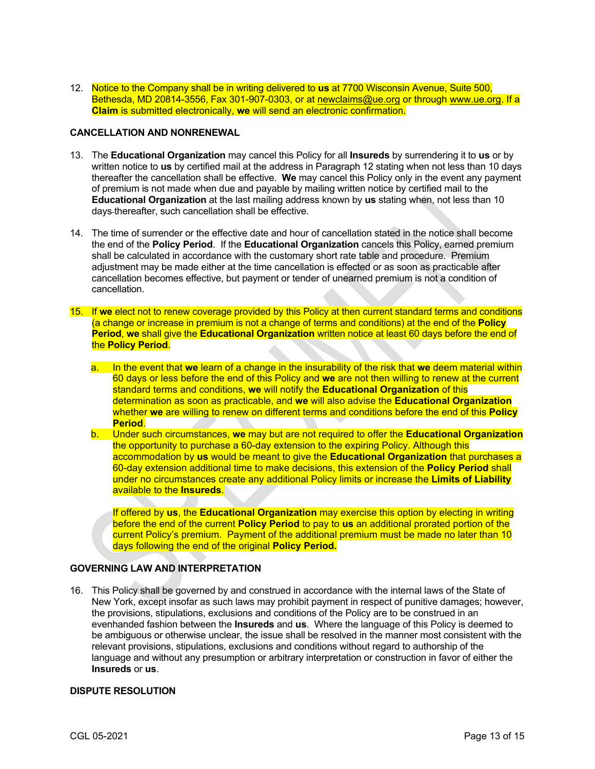12. Notice to the Company shall be in writing delivered to **us** at 7700 Wisconsin Avenue, Suite 500, Bethesda, MD 20814-3556, Fax 301-907-0303, or at newclaims@ue.org or through www.ue.org. If a **Claim** is submitted electronically, **we** will send an electronic confirmation.

**CANCELLATION AND NONRENEWAL**

13. The **Educational Organization** may cancel this Policy for all **Insureds** by surrendering it to **us** or by written notice to **us** by certified mail at the address in Paragraph 12 stating when not less than 10 days thereafter the cancellation shall be effective. **We** may cancel this Policy only in the event any payment of premium is not made when due and payable by mailing written notice by certified mail to the **Educational Organization** at the last mailing address known by **us** stating when, not less than 10 days thereafter, such cancellation shall be effective.

14. The time of surrender or the effective date and hour of cancellation stated in the notice shall become the end of the **Policy Period**. If the **Educational Organization** cancels this Policy, earned premium shall be calculated in accordance with the customary short rate table and procedure. Premium adjustment may be made either at the time cancellation is effected or as soon as practicable after cancellation becomes effective, but payment or tender of unearned premium is not a condition of cancellation.

15. If **we** elect not to renew coverage provided by this Policy at then current standard terms and conditions (a change or increase in premium is not a change of terms and conditions) at the end of the **Policy Period**, **we** shall give the **Educational Organization** written notice at least 60 days before the end of the **Policy Period**.

    a. In the event that **we** learn of a change in the insurability of the risk that **we** deem material within 60 days or less before the end of this Policy and **we** are not then willing to renew at the current standard terms and conditions, **we** will notify the **Educational Organization** of this determination as soon as practicable, and **we** will also advise the **Educational Organization** whether **we** are willing to renew on different terms and conditions before the end of this **Policy Period**.

    b. Under such circumstances, **we** may but are not required to offer the **Educational Organization** the opportunity to purchase a 60-day extension to the expiring Policy. Although this accommodation by **us** would be meant to give the **Educational Organization** that purchases a 60-day extension additional time to make decisions, this extension of the **Policy Period** shall under no circumstances create any additional Policy limits or increase the **Limits of Liability** available to the **Insureds**.

       If offered by **us**, the **Educational Organization** may exercise this option by electing in writing before the end of the current **Policy Period** to pay to **us** an additional prorated portion of the current Policy's premium. Payment of the additional premium must be made no later than 10 days following the end of the original **Policy Period.**

**GOVERNING LAW AND INTERPRETATION**

16. This Policy shall be governed by and construed in accordance with the internal laws of the State of New York, except insofar as such laws may prohibit payment in respect of punitive damages; however, the provisions, stipulations, exclusions and conditions of the Policy are to be construed in an evenhanded fashion between the **Insureds** and **us**. Where the language of this Policy is deemed to be ambiguous or otherwise unclear, the issue shall be resolved in the manner most consistent with the relevant provisions, stipulations, exclusions and conditions without regard to authorship of the language and without any presumption or arbitrary interpretation or construction in favor of either the **Insureds** or **us**.

**DISPUTE RESOLUTION**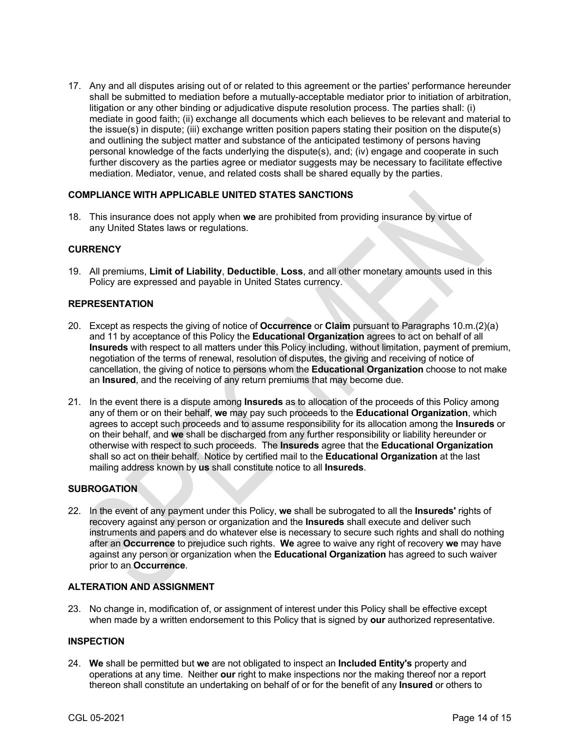17. Any and all disputes arising out of or related to this agreement or the parties' performance hereunder shall be submitted to mediation before a mutually-acceptable mediator prior to initiation of arbitration, litigation or any other binding or adjudicative dispute resolution process. The parties shall: (i) mediate in good faith; (ii) exchange all documents which each believes to be relevant and material to the issue(s) in dispute; (iii) exchange written position papers stating their position on the dispute(s) and outlining the subject matter and substance of the anticipated testimony of persons having personal knowledge of the facts underlying the dispute(s), and; (iv) engage and cooperate in such further discovery as the parties agree or mediator suggests may be necessary to facilitate effective mediation. Mediator, venue, and related costs shall be shared equally by the parties.

**COMPLIANCE WITH APPLICABLE UNITED STATES SANCTIONS**

18. This insurance does not apply when **we** are prohibited from providing insurance by virtue of any United States laws or regulations.

**CURRENCY**

19. All premiums, **Limit of Liability**, **Deductible**, **Loss**, and all other monetary amounts used in this Policy are expressed and payable in United States currency.

**REPRESENTATION**

20. Except as respects the giving of notice of **Occurrence** or **Claim** pursuant to Paragraphs 10.m.(2)(a) and 11 by acceptance of this Policy the **Educational Organization** agrees to act on behalf of all **Insureds** with respect to all matters under this Policy including, without limitation, payment of premium, negotiation of the terms of renewal, resolution of disputes, the giving and receiving of notice of cancellation, the giving of notice to persons whom the **Educational Organization** choose to not make an **Insured**, and the receiving of any return premiums that may become due.

21. In the event there is a dispute among **Insureds** as to allocation of the proceeds of this Policy among any of them or on their behalf, **we** may pay such proceeds to the **Educational Organization**, which agrees to accept such proceeds and to assume responsibility for its allocation among the **Insureds** or on their behalf, and **we** shall be discharged from any further responsibility or liability hereunder or otherwise with respect to such proceeds. The **Insureds** agree that the **Educational Organization** shall so act on their behalf. Notice by certified mail to the **Educational Organization** at the last mailing address known by **us** shall constitute notice to all **Insureds**.

**SUBROGATION**

22. In the event of any payment under this Policy, **we** shall be subrogated to all the **Insureds'** rights of recovery against any person or organization and the **Insureds** shall execute and deliver such instruments and papers and do whatever else is necessary to secure such rights and shall do nothing after an **Occurrence** to prejudice such rights. **We** agree to waive any right of recovery **we** may have against any person or organization when the **Educational Organization** has agreed to such waiver prior to an **Occurrence**.

**ALTERATION AND ASSIGNMENT**

23. No change in, modification of, or assignment of interest under this Policy shall be effective except when made by a written endorsement to this Policy that is signed by **our** authorized representative.

**INSPECTION**

24. **We** shall be permitted but **we** are not obligated to inspect an **Included Entity's** property and operations at any time. Neither **our** right to make inspections nor the making thereof nor a report thereon shall constitute an undertaking on behalf of or for the benefit of any **Insured** or others to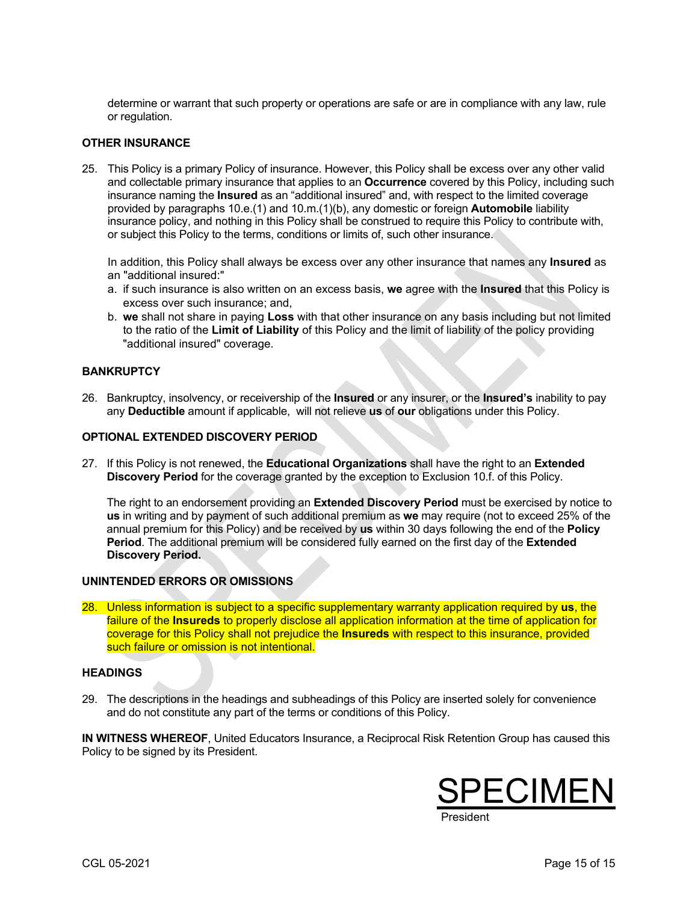determine or warrant that such property or operations are safe or are in compliance with any law, rule or regulation.

**OTHER INSURANCE**

25. This Policy is a primary Policy of insurance. However, this Policy shall be excess over any other valid and collectable primary insurance that applies to an **Occurrence** covered by this Policy, including such insurance naming the **Insured** as an "additional insured" and, with respect to the limited coverage provided by paragraphs 10.e.(1) and 10.m.(1)(b), any domestic or foreign **Automobile** liability insurance policy, and nothing in this Policy shall be construed to require this Policy to contribute with, or subject this Policy to the terms, conditions or limits of, such other insurance.

    In addition, this Policy shall always be excess over any other insurance that names any **Insured** as an "additional insured:"

    a. if such insurance is also written on an excess basis, **we** agree with the **Insured** that this Policy is excess over such insurance; and,
    b. **we** shall not share in paying **Loss** with that other insurance on any basis including but not limited to the ratio of the **Limit of Liability** of this Policy and the limit of liability of the policy providing "additional insured" coverage.

**BANKRUPTCY**

26. Bankruptcy, insolvency, or receivership of the **Insured** or any insurer, or the **Insured's** inability to pay any **Deductible** amount if applicable, will not relieve **us** of **our** obligations under this Policy.

**OPTIONAL EXTENDED DISCOVERY PERIOD**

27. If this Policy is not renewed, the **Educational Organizations** shall have the right to an **Extended Discovery Period** for the coverage granted by the exception to Exclusion 10.f. of this Policy.

    The right to an endorsement providing an **Extended Discovery Period** must be exercised by notice to **us** in writing and by payment of such additional premium as **we** may require (not to exceed 25% of the annual premium for this Policy) and be received by **us** within 30 days following the end of the **Policy Period**. The additional premium will be considered fully earned on the first day of the **Extended Discovery Period.**

**UNINTENDED ERRORS OR OMISSIONS**

28. Unless information is subject to a specific supplementary warranty application required by **us**, the failure of the **Insureds** to properly disclose all application information at the time of application for coverage for this Policy shall not prejudice the **Insureds** with respect to this insurance, provided such failure or omission is not intentional.

**HEADINGS**

29. The descriptions in the headings and subheadings of this Policy are inserted solely for convenience and do not constitute any part of the terms or conditions of this Policy.

**IN WITNESS WHEREOF**, United Educators Insurance, a Reciprocal Risk Retention Group has caused this Policy to be signed by its President.

SPECIMEN

President

CGL 05-2021